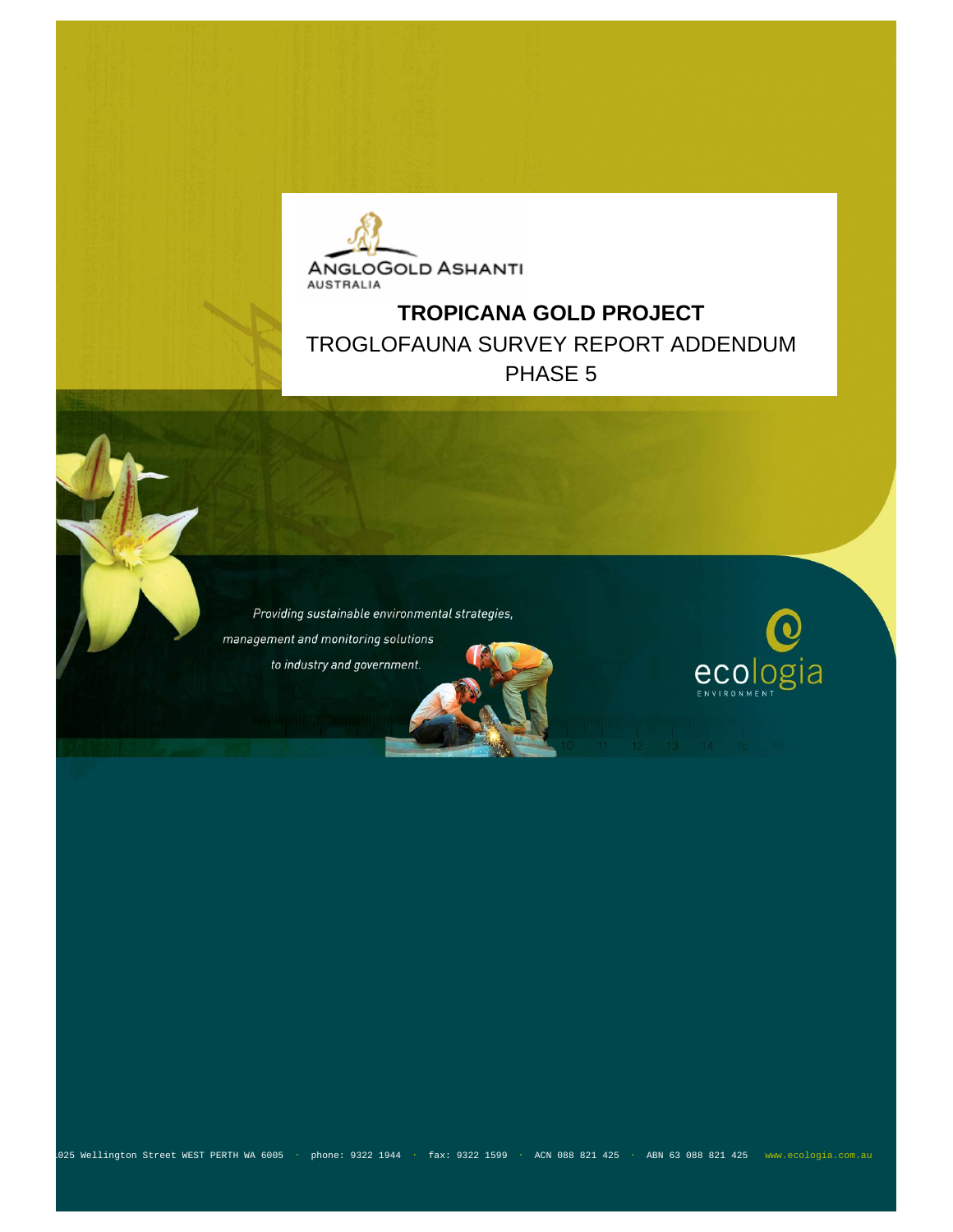ANGLOGOLD ASHANTI
AUSTRALIA

# TROPICANA GOLD PROJECT

## TROGLOFAUNA SURVEY REPORT ADDENDUM PHASE 5

*Providing sustainable environmental strategies, management and monitoring solutions to industry and government.*

ecologia
ENVIRONMENT

1025 Wellington Street WEST PERTH WA 6005 · phone: 9322 1944 · fax: 9322 1599 · ACN 088 821 425 · ABN 63 088 821 425 www.ecologia.com.au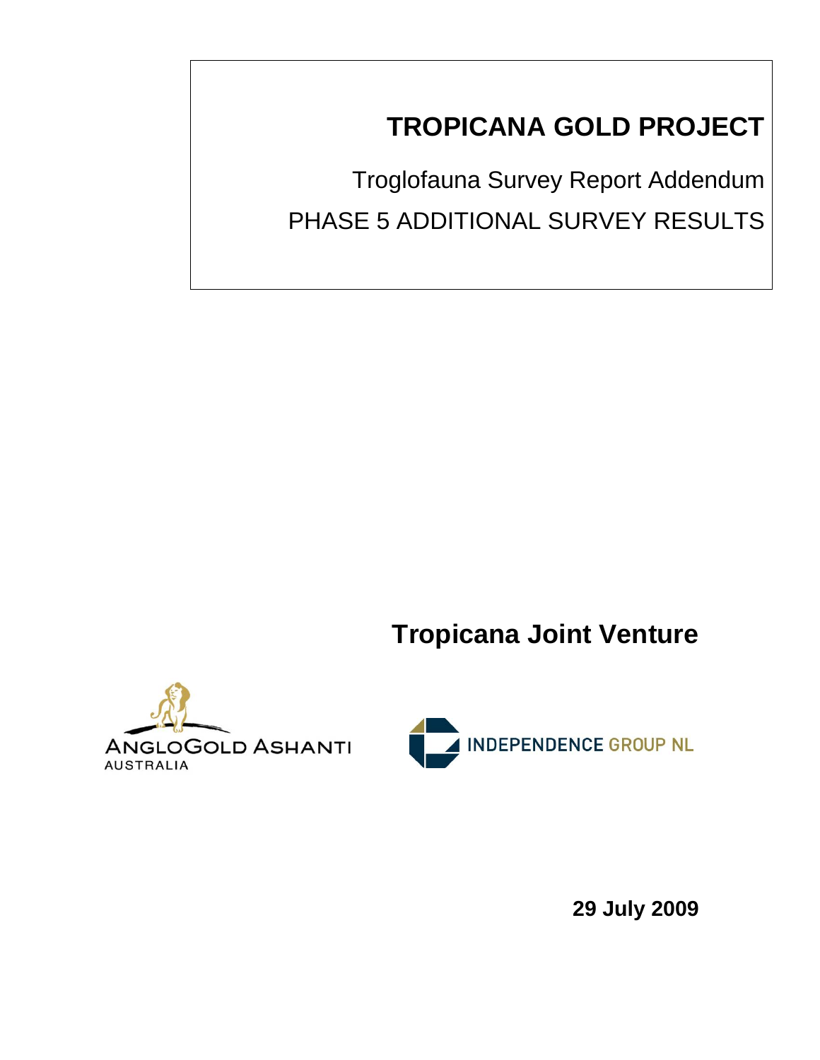# TROPICANA GOLD PROJECT

Troglofauna Survey Report Addendum

PHASE 5 ADDITIONAL SURVEY RESULTS

**Tropicana Joint Venture**

ANGLOGOLD ASHANTI AUSTRALIA

INDEPENDENCE GROUP NL

**29 July 2009**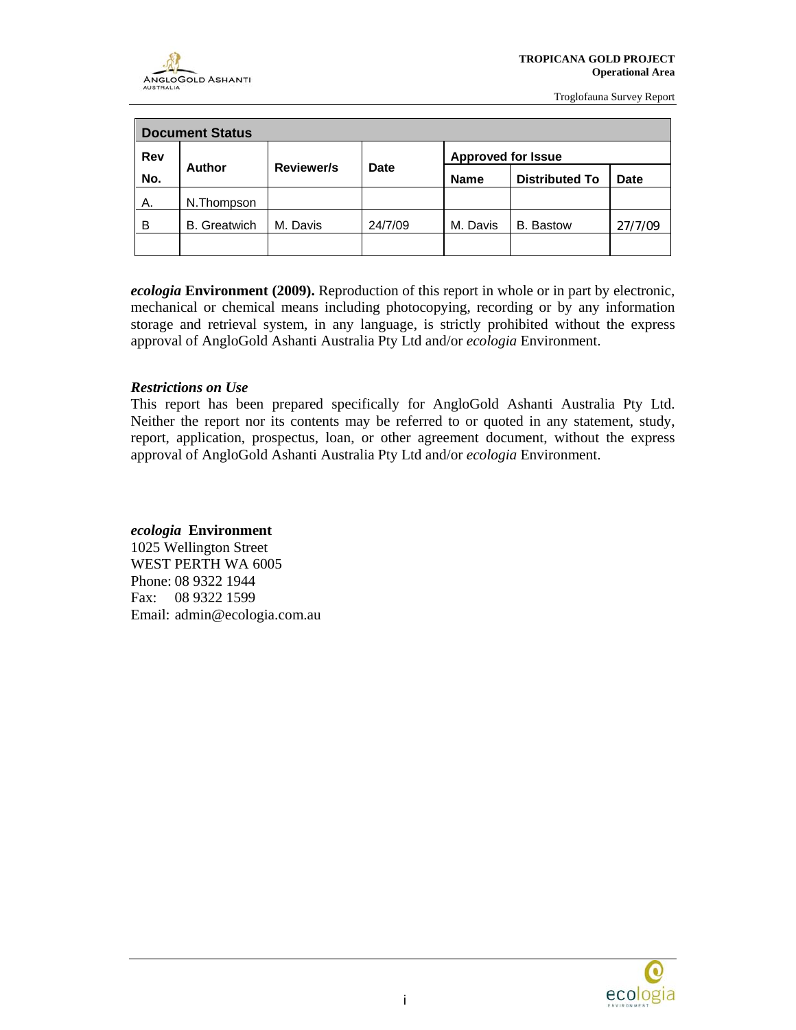| Document Status | | | | | | |
|---|---|---|---|---|---|---|
| Rev No. | Author | Reviewer/s | Date | Approved for Issue | | |
| | | | | Name | Distributed To | Date |
| A. | N.Thompson | | | | | |
| B | B. Greatwich | M. Davis | 24/7/09 | M. Davis | B. Bastow | 27/7/09 |
| | | | | | | |

***ecologia*** **Environment (2009).** Reproduction of this report in whole or in part by electronic, mechanical or chemical means including photocopying, recording or by any information storage and retrieval system, in any language, is strictly prohibited without the express approval of AngloGold Ashanti Australia Pty Ltd and/or *ecologia* Environment.

***Restrictions on Use***

This report has been prepared specifically for AngloGold Ashanti Australia Pty Ltd. Neither the report nor its contents may be referred to or quoted in any statement, study, report, application, prospectus, loan, or other agreement document, without the express approval of AngloGold Ashanti Australia Pty Ltd and/or *ecologia* Environment.

***ecologia*** **Environment**
1025 Wellington Street
WEST PERTH WA 6005
Phone: 08 9322 1944
Fax: 08 9322 1599
Email: admin@ecologia.com.au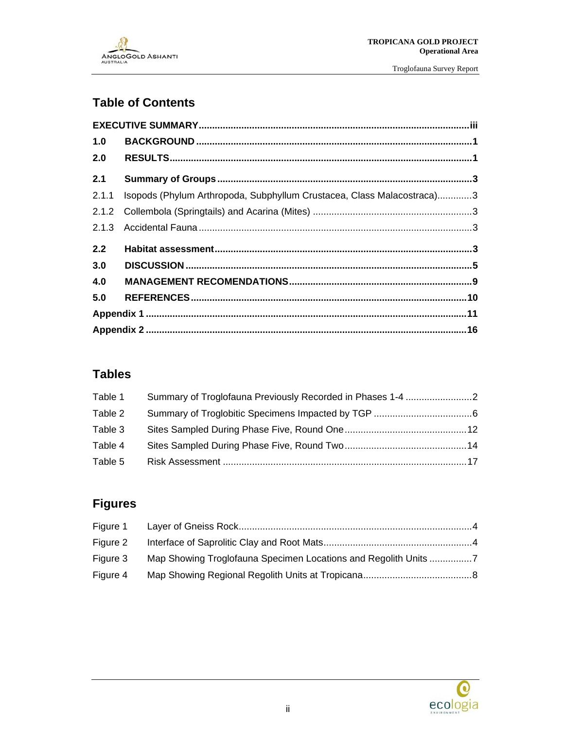## Table of Contents

**EXECUTIVE SUMMARY** ..... iii

**1.0 BACKGROUND** ..... 1

**2.0 RESULTS** ..... 1

**2.1 Summary of Groups** ..... 3

2.1.1 Isopods (Phylum Arthropoda, Subphyllum Crustacea, Class Malacostraca) ..... 3

2.1.2 Collembola (Springtails) and Acarina (Mites) ..... 3

2.1.3 Accidental Fauna ..... 3

**2.2 Habitat assessment** ..... 3

**3.0 DISCUSSION** ..... 5

**4.0 MANAGEMENT RECOMENDATIONS** ..... 9

**5.0 REFERENCES** ..... 10

**Appendix 1** ..... 11

**Appendix 2** ..... 16

## Tables

Table 1 Summary of Troglofauna Previously Recorded in Phases 1-4 ..... 2

Table 2 Summary of Troglobitic Specimens Impacted by TGP ..... 6

Table 3 Sites Sampled During Phase Five, Round One ..... 12

Table 4 Sites Sampled During Phase Five, Round Two ..... 14

Table 5 Risk Assessment ..... 17

## Figures

Figure 1 Layer of Gneiss Rock ..... 4

Figure 2 Interface of Saprolitic Clay and Root Mats ..... 4

Figure 3 Map Showing Troglofauna Specimen Locations and Regolith Units ..... 7

Figure 4 Map Showing Regional Regolith Units at Tropicana ..... 8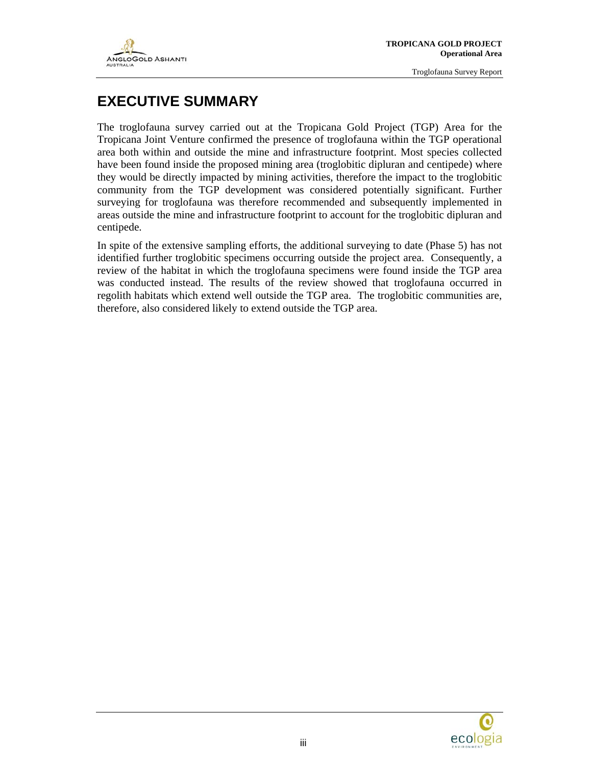# EXECUTIVE SUMMARY

The troglofauna survey carried out at the Tropicana Gold Project (TGP) Area for the Tropicana Joint Venture confirmed the presence of troglofauna within the TGP operational area both within and outside the mine and infrastructure footprint. Most species collected have been found inside the proposed mining area (troglobitic dipluran and centipede) where they would be directly impacted by mining activities, therefore the impact to the troglobitic community from the TGP development was considered potentially significant. Further surveying for troglofauna was therefore recommended and subsequently implemented in areas outside the mine and infrastructure footprint to account for the troglobitic dipluran and centipede.

In spite of the extensive sampling efforts, the additional surveying to date (Phase 5) has not identified further troglobitic specimens occurring outside the project area. Consequently, a review of the habitat in which the troglofauna specimens were found inside the TGP area was conducted instead. The results of the review showed that troglofauna occurred in regolith habitats which extend well outside the TGP area. The troglobitic communities are, therefore, also considered likely to extend outside the TGP area.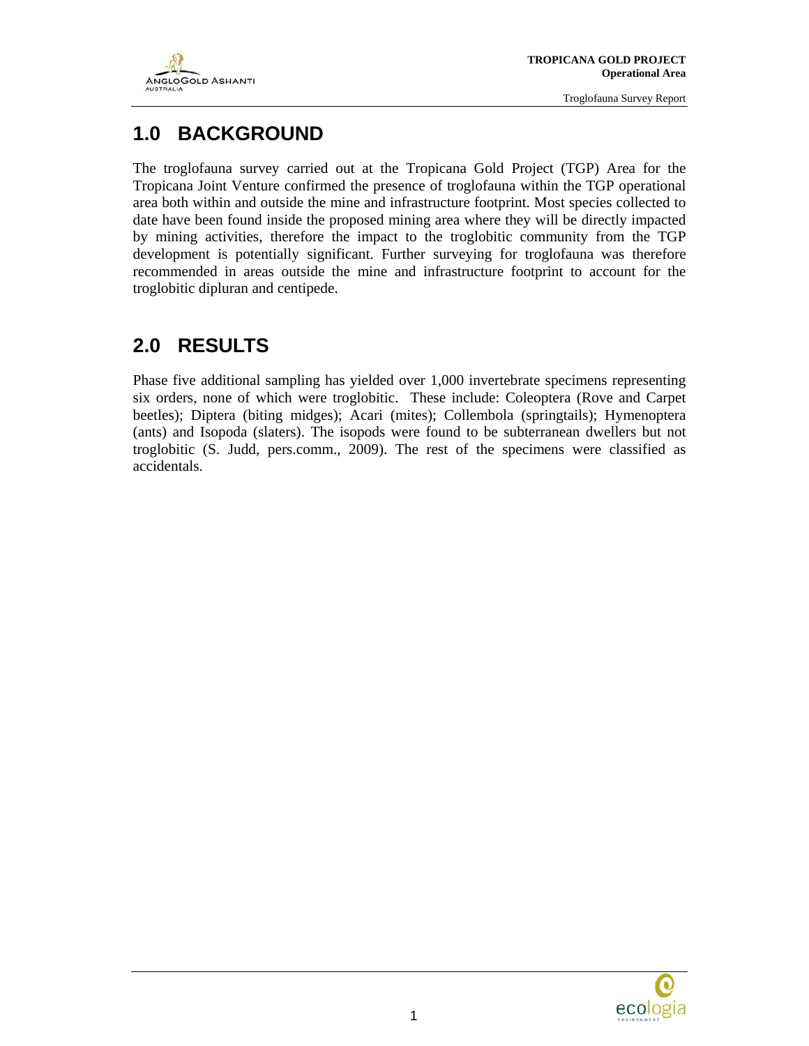# 1.0 BACKGROUND

The troglofauna survey carried out at the Tropicana Gold Project (TGP) Area for the Tropicana Joint Venture confirmed the presence of troglofauna within the TGP operational area both within and outside the mine and infrastructure footprint. Most species collected to date have been found inside the proposed mining area where they will be directly impacted by mining activities, therefore the impact to the troglobitic community from the TGP development is potentially significant. Further surveying for troglofauna was therefore recommended in areas outside the mine and infrastructure footprint to account for the troglobitic dipluran and centipede.

# 2.0 RESULTS

Phase five additional sampling has yielded over 1,000 invertebrate specimens representing six orders, none of which were troglobitic. These include: Coleoptera (Rove and Carpet beetles); Diptera (biting midges); Acari (mites); Collembola (springtails); Hymenoptera (ants) and Isopoda (slaters). The isopods were found to be subterranean dwellers but not troglobitic (S. Judd, pers.comm., 2009). The rest of the specimens were classified as accidentals.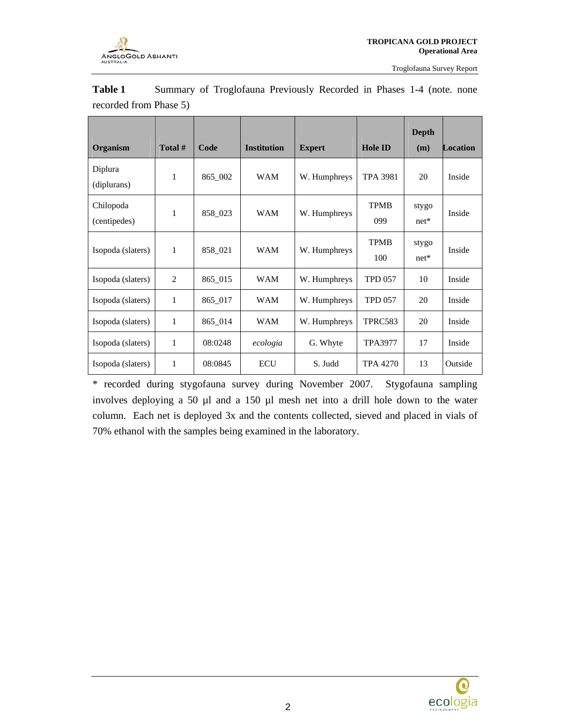**Table 1** Summary of Troglofauna Previously Recorded in Phases 1-4 (note. none recorded from Phase 5)

| Organism | Total # | Code | Institution | Expert | Hole ID | Depth (m) | Location |
|---|---|---|---|---|---|---|---|
| Diplura (diplurans) | 1 | 865_002 | WAM | W. Humphreys | TPA 3981 | 20 | Inside |
| Chilopoda (centipedes) | 1 | 858_023 | WAM | W. Humphreys | TPMB 099 | stygo net* | Inside |
| Isopoda (slaters) | 1 | 858_021 | WAM | W. Humphreys | TPMB 100 | stygo net* | Inside |
| Isopoda (slaters) | 2 | 865_015 | WAM | W. Humphreys | TPD 057 | 10 | Inside |
| Isopoda (slaters) | 1 | 865_017 | WAM | W. Humphreys | TPD 057 | 20 | Inside |
| Isopoda (slaters) | 1 | 865_014 | WAM | W. Humphreys | TPRC583 | 20 | Inside |
| Isopoda (slaters) | 1 | 08:0248 | *ecologia* | G. Whyte | TPA3977 | 17 | Inside |
| Isopoda (slaters) | 1 | 08:0845 | ECU | S. Judd | TPA 4270 | 13 | Outside |

* recorded during stygofauna survey during November 2007. Stygofauna sampling involves deploying a 50 µl and a 150 µl mesh net into a drill hole down to the water column. Each net is deployed 3x and the contents collected, sieved and placed in vials of 70% ethanol with the samples being examined in the laboratory.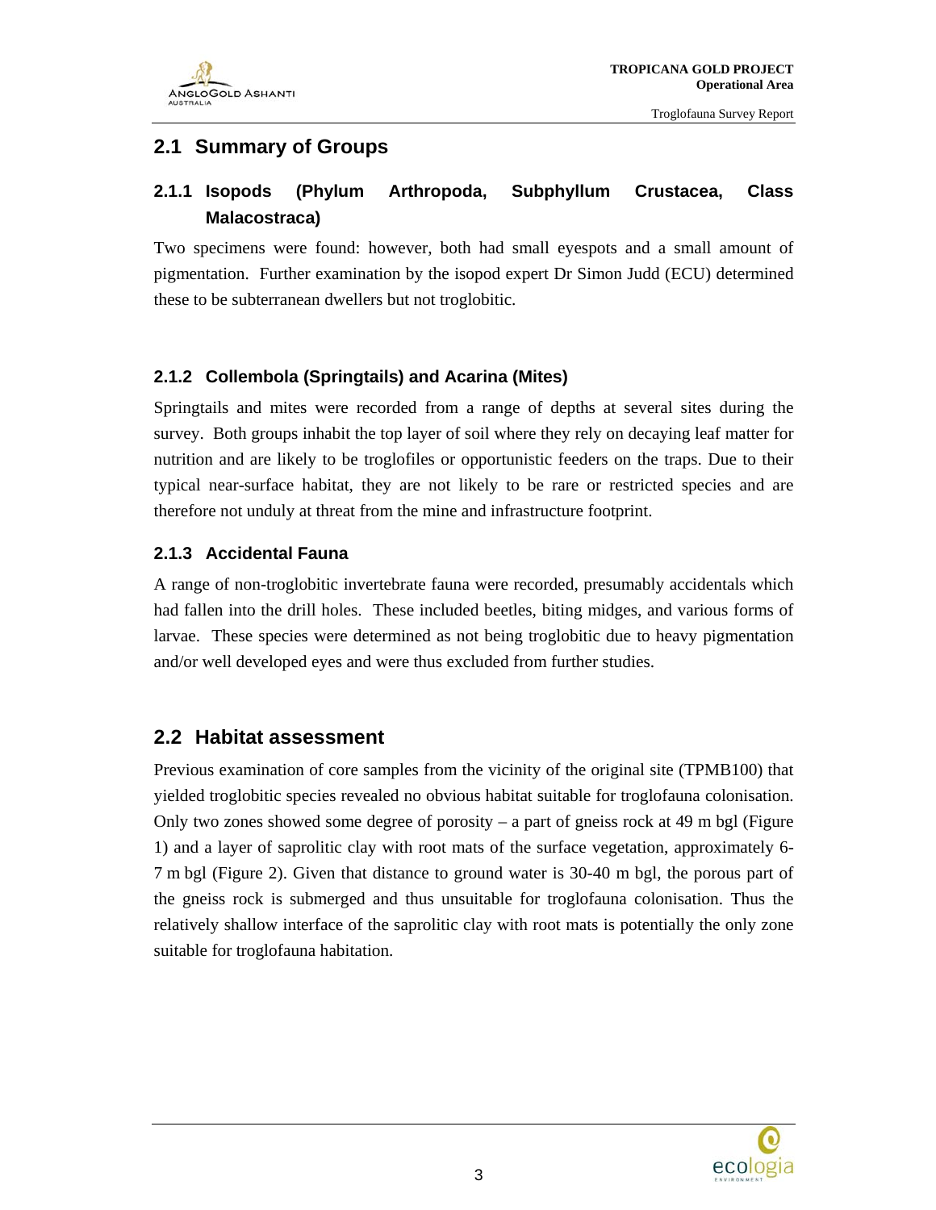## 2.1 Summary of Groups

### 2.1.1 Isopods (Phylum Arthropoda, Subphyllum Crustacea, Class Malacostraca)

Two specimens were found: however, both had small eyespots and a small amount of pigmentation. Further examination by the isopod expert Dr Simon Judd (ECU) determined these to be subterranean dwellers but not troglobitic.

### 2.1.2 Collembola (Springtails) and Acarina (Mites)

Springtails and mites were recorded from a range of depths at several sites during the survey. Both groups inhabit the top layer of soil where they rely on decaying leaf matter for nutrition and are likely to be troglofiles or opportunistic feeders on the traps. Due to their typical near-surface habitat, they are not likely to be rare or restricted species and are therefore not unduly at threat from the mine and infrastructure footprint.

### 2.1.3 Accidental Fauna

A range of non-troglobitic invertebrate fauna were recorded, presumably accidentals which had fallen into the drill holes. These included beetles, biting midges, and various forms of larvae. These species were determined as not being troglobitic due to heavy pigmentation and/or well developed eyes and were thus excluded from further studies.

## 2.2 Habitat assessment

Previous examination of core samples from the vicinity of the original site (TPMB100) that yielded troglobitic species revealed no obvious habitat suitable for troglofauna colonisation. Only two zones showed some degree of porosity – a part of gneiss rock at 49 m bgl (Figure 1) and a layer of saprolitic clay with root mats of the surface vegetation, approximately 6-7 m bgl (Figure 2). Given that distance to ground water is 30-40 m bgl, the porous part of the gneiss rock is submerged and thus unsuitable for troglofauna colonisation. Thus the relatively shallow interface of the saprolitic clay with root mats is potentially the only zone suitable for troglofauna habitation.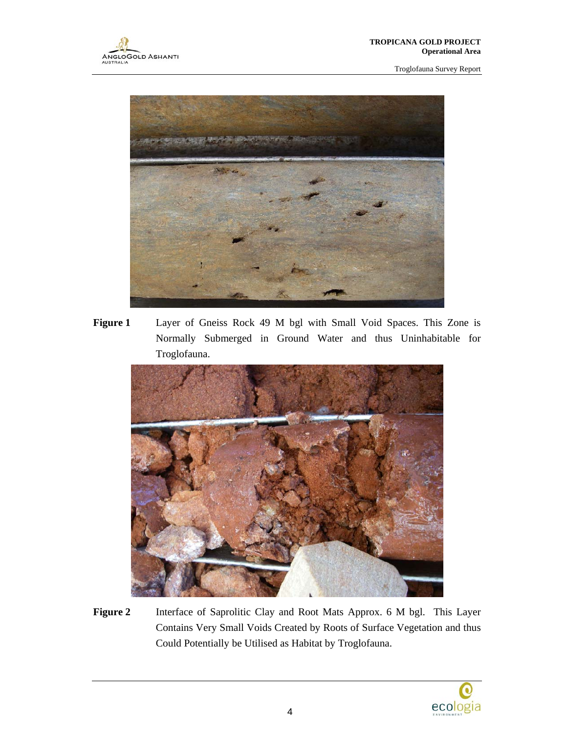**Figure 1** Layer of Gneiss Rock 49 M bgl with Small Void Spaces. This Zone is Normally Submerged in Ground Water and thus Uninhabitable for Troglofauna.

**Figure 2** Interface of Saprolitic Clay and Root Mats Approx. 6 M bgl. This Layer Contains Very Small Voids Created by Roots of Surface Vegetation and thus Could Potentially be Utilised as Habitat by Troglofauna.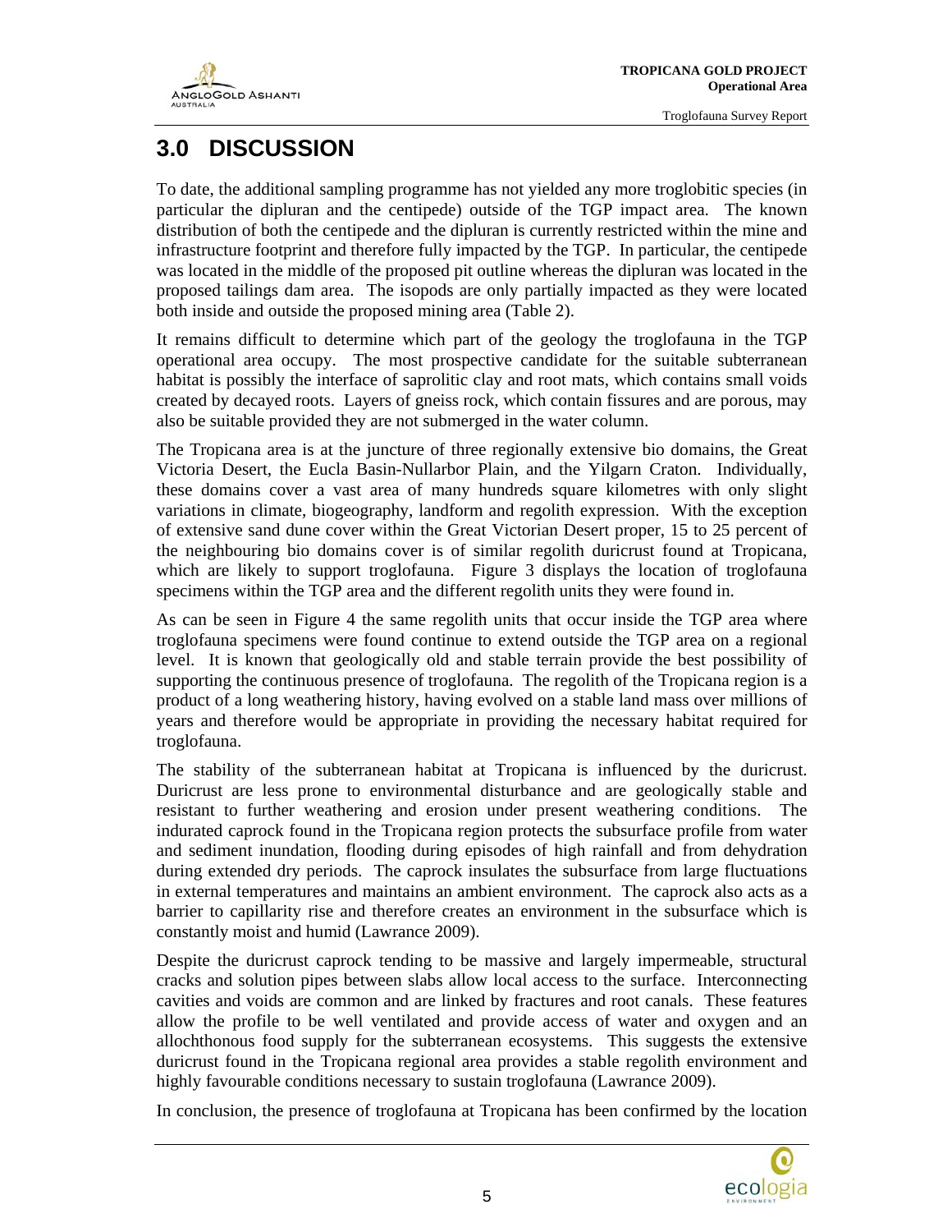# 3.0 DISCUSSION

To date, the additional sampling programme has not yielded any more troglobitic species (in particular the dipluran and the centipede) outside of the TGP impact area. The known distribution of both the centipede and the dipluran is currently restricted within the mine and infrastructure footprint and therefore fully impacted by the TGP. In particular, the centipede was located in the middle of the proposed pit outline whereas the dipluran was located in the proposed tailings dam area. The isopods are only partially impacted as they were located both inside and outside the proposed mining area (Table 2).

It remains difficult to determine which part of the geology the troglofauna in the TGP operational area occupy. The most prospective candidate for the suitable subterranean habitat is possibly the interface of saprolitic clay and root mats, which contains small voids created by decayed roots. Layers of gneiss rock, which contain fissures and are porous, may also be suitable provided they are not submerged in the water column.

The Tropicana area is at the juncture of three regionally extensive bio domains, the Great Victoria Desert, the Eucla Basin-Nullarbor Plain, and the Yilgarn Craton. Individually, these domains cover a vast area of many hundreds square kilometres with only slight variations in climate, biogeography, landform and regolith expression. With the exception of extensive sand dune cover within the Great Victorian Desert proper, 15 to 25 percent of the neighbouring bio domains cover is of similar regolith duricrust found at Tropicana, which are likely to support troglofauna. Figure 3 displays the location of troglofauna specimens within the TGP area and the different regolith units they were found in.

As can be seen in Figure 4 the same regolith units that occur inside the TGP area where troglofauna specimens were found continue to extend outside the TGP area on a regional level. It is known that geologically old and stable terrain provide the best possibility of supporting the continuous presence of troglofauna. The regolith of the Tropicana region is a product of a long weathering history, having evolved on a stable land mass over millions of years and therefore would be appropriate in providing the necessary habitat required for troglofauna.

The stability of the subterranean habitat at Tropicana is influenced by the duricrust. Duricrust are less prone to environmental disturbance and are geologically stable and resistant to further weathering and erosion under present weathering conditions. The indurated caprock found in the Tropicana region protects the subsurface profile from water and sediment inundation, flooding during episodes of high rainfall and from dehydration during extended dry periods. The caprock insulates the subsurface from large fluctuations in external temperatures and maintains an ambient environment. The caprock also acts as a barrier to capillarity rise and therefore creates an environment in the subsurface which is constantly moist and humid (Lawrance 2009).

Despite the duricrust caprock tending to be massive and largely impermeable, structural cracks and solution pipes between slabs allow local access to the surface. Interconnecting cavities and voids are common and are linked by fractures and root canals. These features allow the profile to be well ventilated and provide access of water and oxygen and an allochthonous food supply for the subterranean ecosystems. This suggests the extensive duricrust found in the Tropicana regional area provides a stable regolith environment and highly favourable conditions necessary to sustain troglofauna (Lawrance 2009).

In conclusion, the presence of troglofauna at Tropicana has been confirmed by the location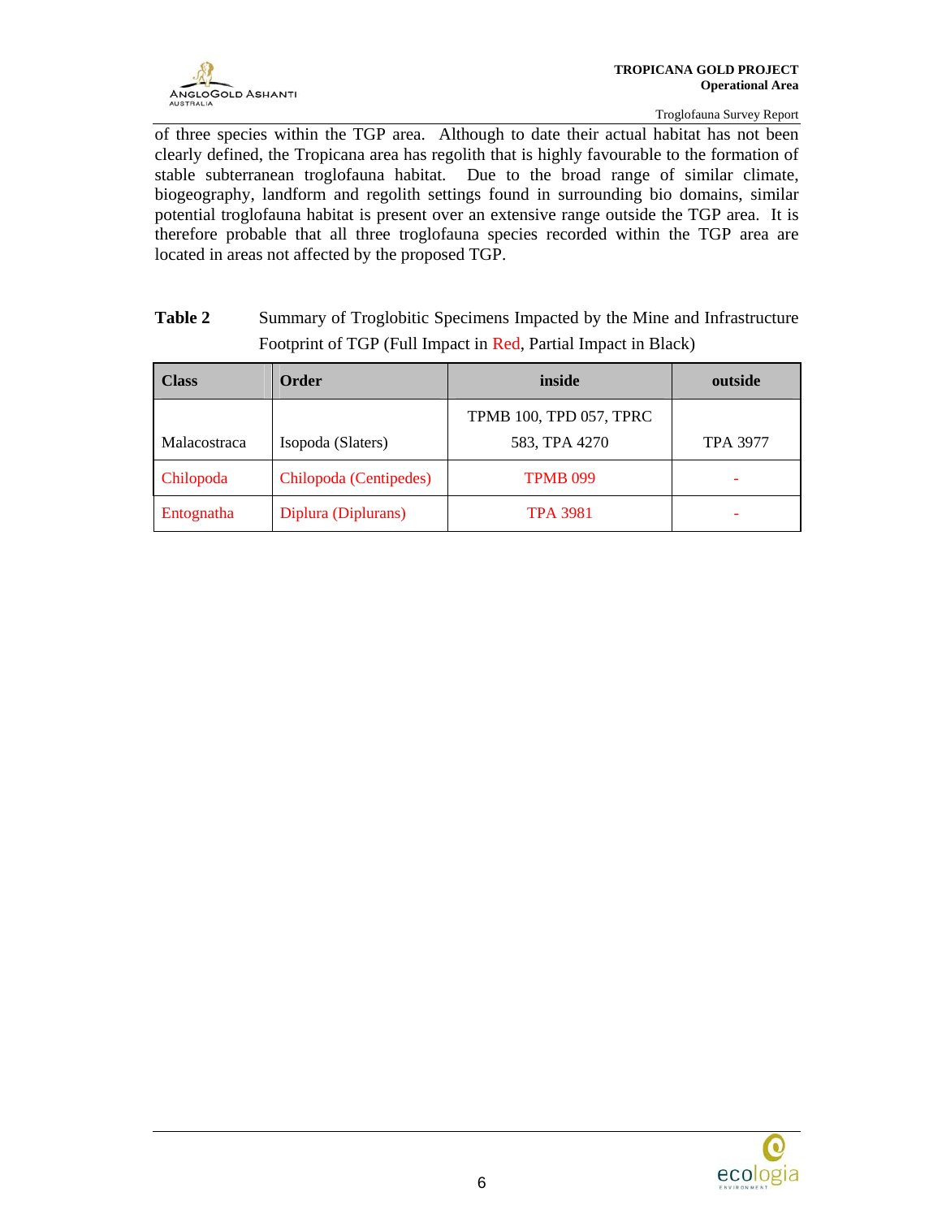of three species within the TGP area. Although to date their actual habitat has not been clearly defined, the Tropicana area has regolith that is highly favourable to the formation of stable subterranean troglofauna habitat. Due to the broad range of similar climate, biogeography, landform and regolith settings found in surrounding bio domains, similar potential troglofauna habitat is present over an extensive range outside the TGP area. It is therefore probable that all three troglofauna species recorded within the TGP area are located in areas not affected by the proposed TGP.

**Table 2** Summary of Troglobitic Specimens Impacted by the Mine and Infrastructure Footprint of TGP (Full Impact in Red, Partial Impact in Black)

| Class | Order | inside | outside |
|---|---|---|---|
| Malacostraca | Isopoda (Slaters) | TPMB 100, TPD 057, TPRC 583, TPA 4270 | TPA 3977 |
| Chilopoda | Chilopoda (Centipedes) | TPMB 099 | - |
| Entognatha | Diplura (Diplurans) | TPA 3981 | - |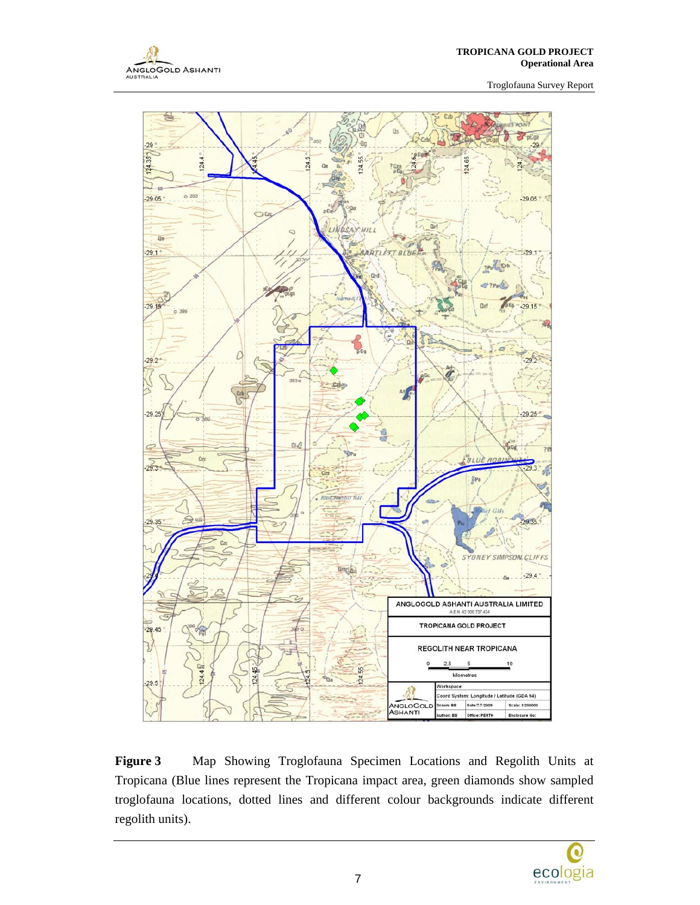**Figure 3** Map Showing Troglofauna Specimen Locations and Regolith Units at Tropicana (Blue lines represent the Tropicana impact area, green diamonds show sampled troglofauna locations, dotted lines and different colour backgrounds indicate different regolith units).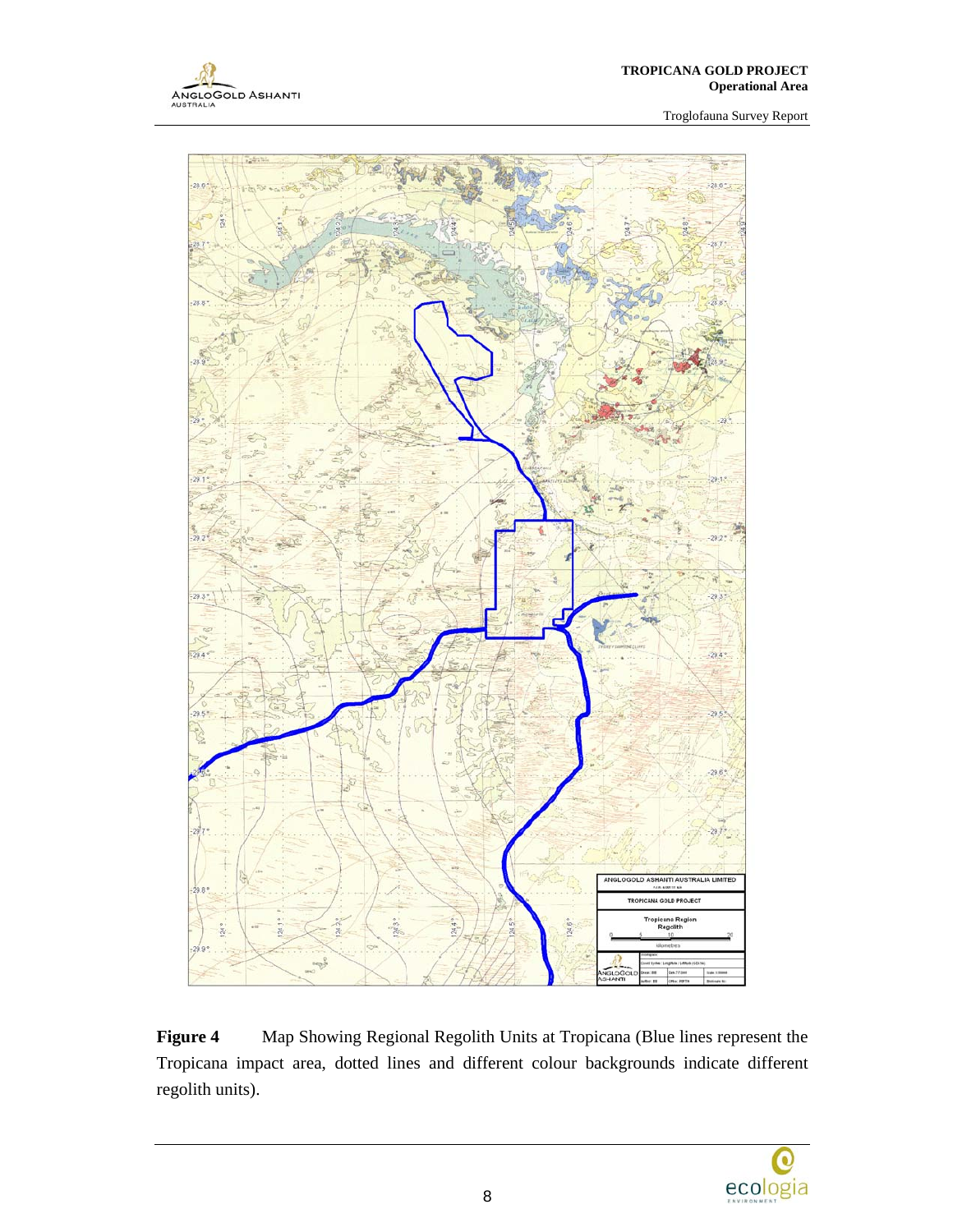**Figure 4** Map Showing Regional Regolith Units at Tropicana (Blue lines represent the Tropicana impact area, dotted lines and different colour backgrounds indicate different regolith units).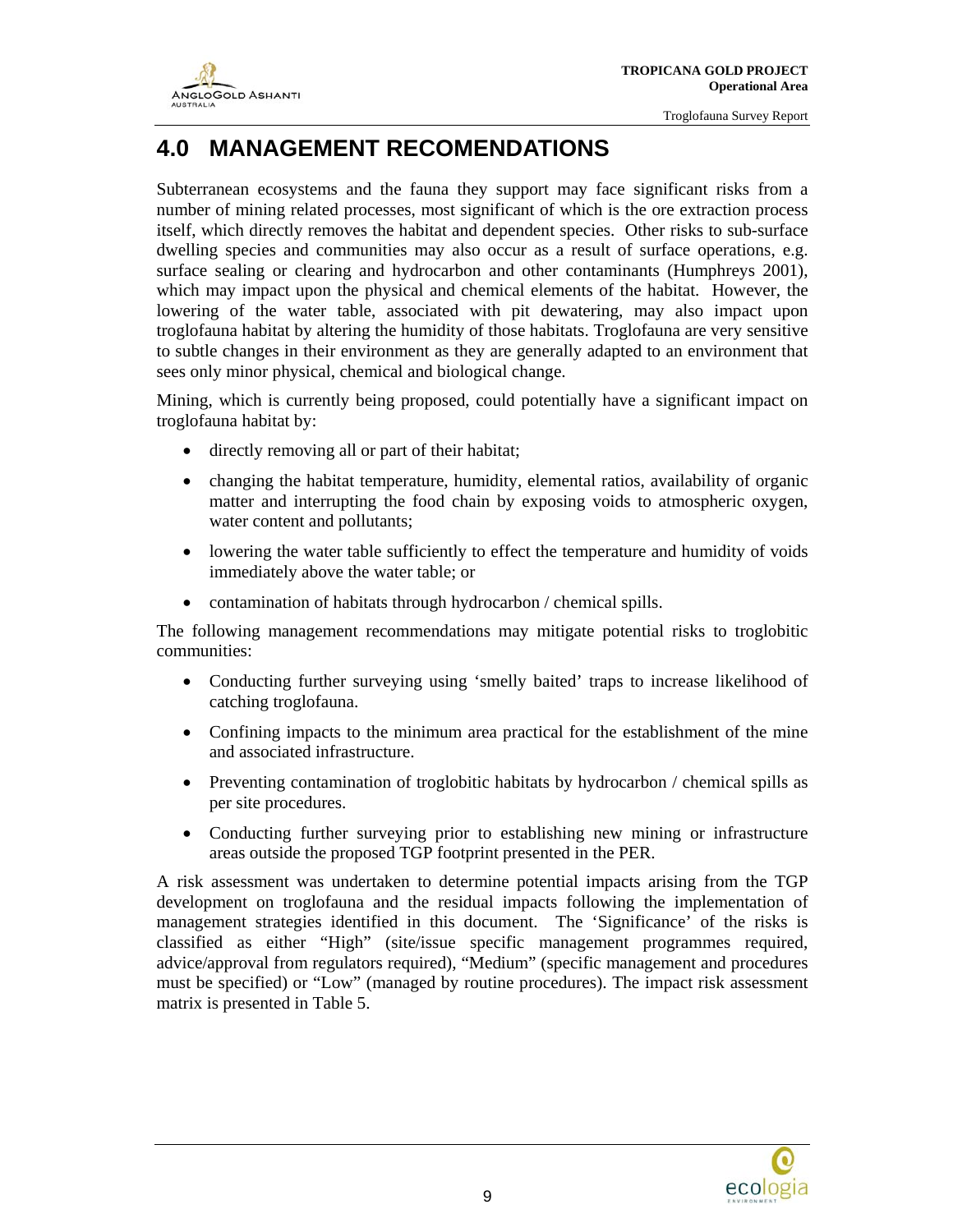# 4.0 MANAGEMENT RECOMENDATIONS

Subterranean ecosystems and the fauna they support may face significant risks from a number of mining related processes, most significant of which is the ore extraction process itself, which directly removes the habitat and dependent species. Other risks to sub-surface dwelling species and communities may also occur as a result of surface operations, e.g. surface sealing or clearing and hydrocarbon and other contaminants (Humphreys 2001), which may impact upon the physical and chemical elements of the habitat. However, the lowering of the water table, associated with pit dewatering, may also impact upon troglofauna habitat by altering the humidity of those habitats. Troglofauna are very sensitive to subtle changes in their environment as they are generally adapted to an environment that sees only minor physical, chemical and biological change.

Mining, which is currently being proposed, could potentially have a significant impact on troglofauna habitat by:

- directly removing all or part of their habitat;
- changing the habitat temperature, humidity, elemental ratios, availability of organic matter and interrupting the food chain by exposing voids to atmospheric oxygen, water content and pollutants;
- lowering the water table sufficiently to effect the temperature and humidity of voids immediately above the water table; or
- contamination of habitats through hydrocarbon / chemical spills.

The following management recommendations may mitigate potential risks to troglobitic communities:

- Conducting further surveying using 'smelly baited' traps to increase likelihood of catching troglofauna.
- Confining impacts to the minimum area practical for the establishment of the mine and associated infrastructure.
- Preventing contamination of troglobitic habitats by hydrocarbon / chemical spills as per site procedures.
- Conducting further surveying prior to establishing new mining or infrastructure areas outside the proposed TGP footprint presented in the PER.

A risk assessment was undertaken to determine potential impacts arising from the TGP development on troglofauna and the residual impacts following the implementation of management strategies identified in this document. The 'Significance' of the risks is classified as either "High" (site/issue specific management programmes required, advice/approval from regulators required), "Medium" (specific management and procedures must be specified) or "Low" (managed by routine procedures). The impact risk assessment matrix is presented in Table 5.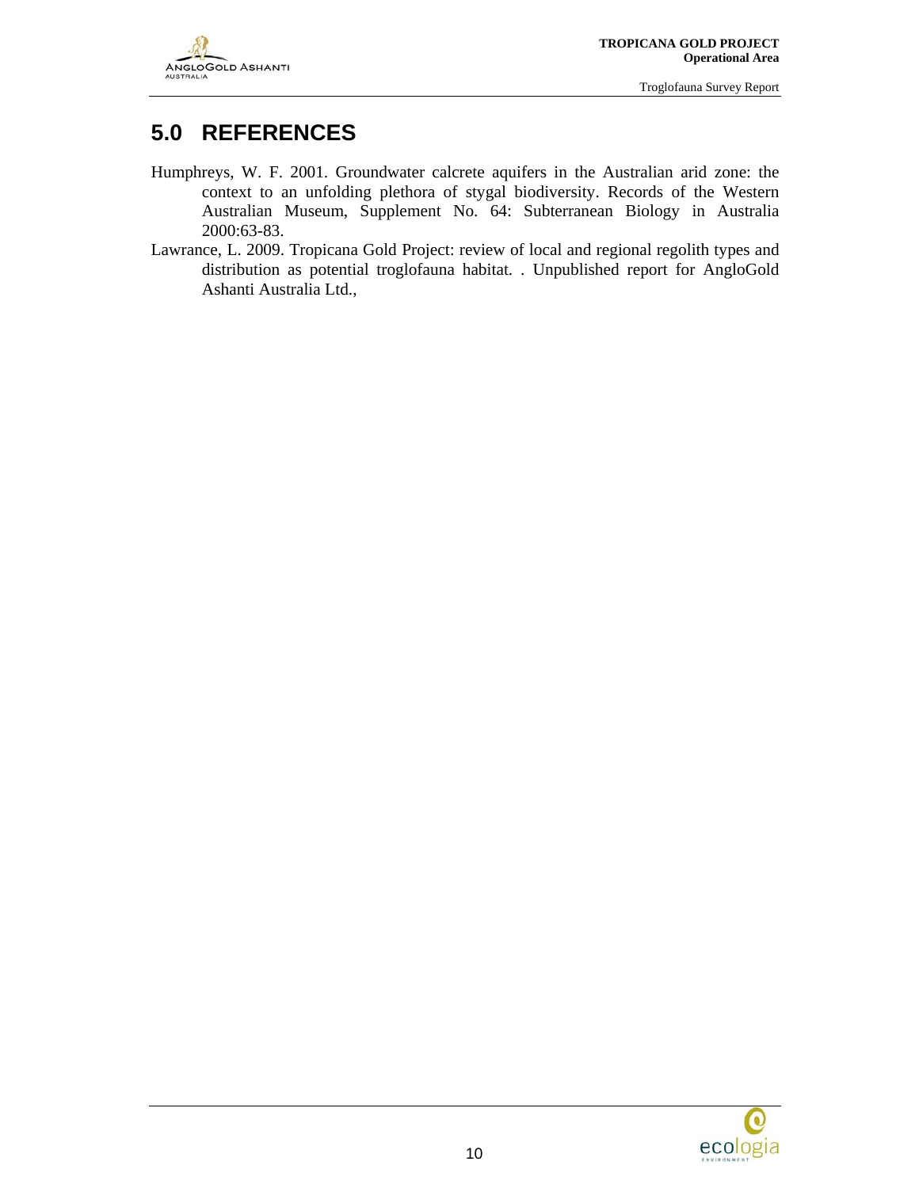## 5.0 REFERENCES

Humphreys, W. F. 2001. Groundwater calcrete aquifers in the Australian arid zone: the context to an unfolding plethora of stygal biodiversity. Records of the Western Australian Museum, Supplement No. 64: Subterranean Biology in Australia 2000:63-83.

Lawrance, L. 2009. Tropicana Gold Project: review of local and regional regolith types and distribution as potential troglofauna habitat. . Unpublished report for AngloGold Ashanti Australia Ltd.,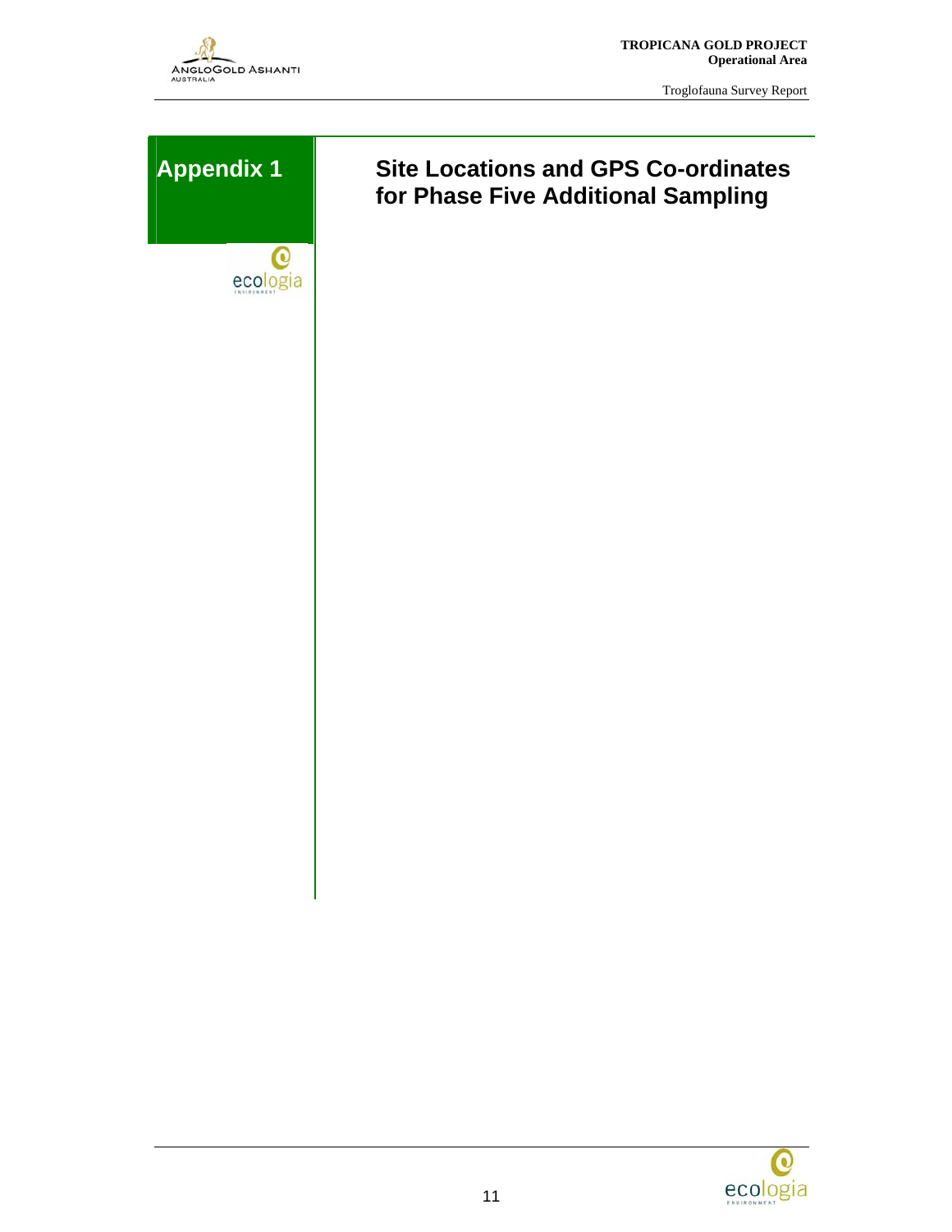# Appendix 1

## Site Locations and GPS Co-ordinates for Phase Five Additional Sampling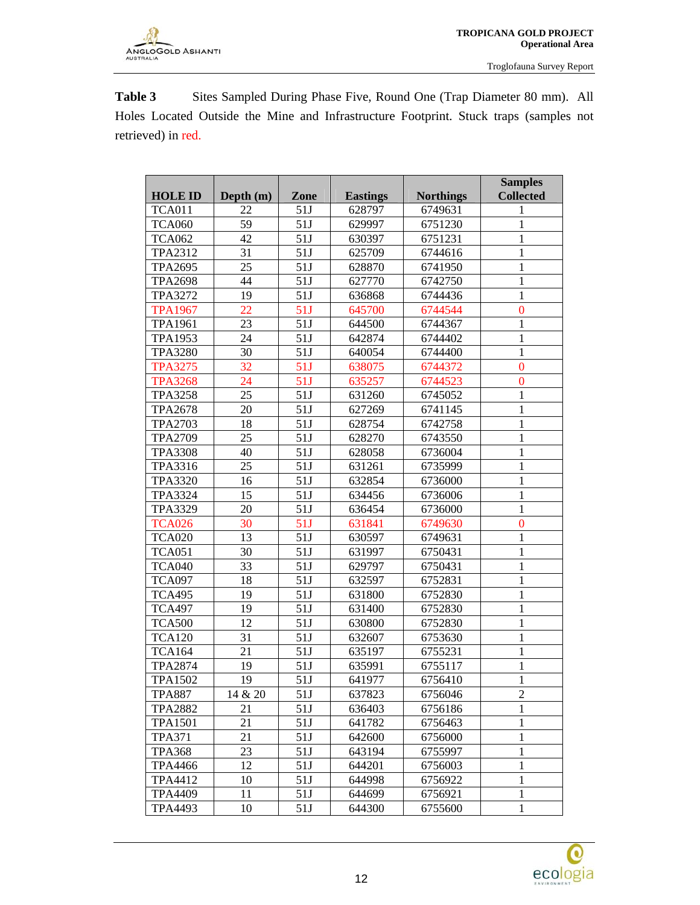**Table 3** Sites Sampled During Phase Five, Round One (Trap Diameter 80 mm). All Holes Located Outside the Mine and Infrastructure Footprint. Stuck traps (samples not retrieved) in red.

| HOLE ID | Depth (m) | Zone | Eastings | Northings | Samples Collected |
|---|---|---|---|---|---|
| TCA011 | 22 | 51J | 628797 | 6749631 | 1 |
| TCA060 | 59 | 51J | 629997 | 6751230 | 1 |
| TCA062 | 42 | 51J | 630397 | 6751231 | 1 |
| TPA2312 | 31 | 51J | 625709 | 6744616 | 1 |
| TPA2695 | 25 | 51J | 628870 | 6741950 | 1 |
| TPA2698 | 44 | 51J | 627770 | 6742750 | 1 |
| TPA3272 | 19 | 51J | 636868 | 6744436 | 1 |
| TPA1967 | 22 | 51J | 645700 | 6744544 | 0 |
| TPA1961 | 23 | 51J | 644500 | 6744367 | 1 |
| TPA1953 | 24 | 51J | 642874 | 6744402 | 1 |
| TPA3280 | 30 | 51J | 640054 | 6744400 | 1 |
| TPA3275 | 32 | 51J | 638075 | 6744372 | 0 |
| TPA3268 | 24 | 51J | 635257 | 6744523 | 0 |
| TPA3258 | 25 | 51J | 631260 | 6745052 | 1 |
| TPA2678 | 20 | 51J | 627269 | 6741145 | 1 |
| TPA2703 | 18 | 51J | 628754 | 6742758 | 1 |
| TPA2709 | 25 | 51J | 628270 | 6743550 | 1 |
| TPA3308 | 40 | 51J | 628058 | 6736004 | 1 |
| TPA3316 | 25 | 51J | 631261 | 6735999 | 1 |
| TPA3320 | 16 | 51J | 632854 | 6736000 | 1 |
| TPA3324 | 15 | 51J | 634456 | 6736006 | 1 |
| TPA3329 | 20 | 51J | 636454 | 6736000 | 1 |
| TCA026 | 30 | 51J | 631841 | 6749630 | 0 |
| TCA020 | 13 | 51J | 630597 | 6749631 | 1 |
| TCA051 | 30 | 51J | 631997 | 6750431 | 1 |
| TCA040 | 33 | 51J | 629797 | 6750431 | 1 |
| TCA097 | 18 | 51J | 632597 | 6752831 | 1 |
| TCA495 | 19 | 51J | 631800 | 6752830 | 1 |
| TCA497 | 19 | 51J | 631400 | 6752830 | 1 |
| TCA500 | 12 | 51J | 630800 | 6752830 | 1 |
| TCA120 | 31 | 51J | 632607 | 6753630 | 1 |
| TCA164 | 21 | 51J | 635197 | 6755231 | 1 |
| TPA2874 | 19 | 51J | 635991 | 6755117 | 1 |
| TPA1502 | 19 | 51J | 641977 | 6756410 | 1 |
| TPA887 | 14 & 20 | 51J | 637823 | 6756046 | 2 |
| TPA2882 | 21 | 51J | 636403 | 6756186 | 1 |
| TPA1501 | 21 | 51J | 641782 | 6756463 | 1 |
| TPA371 | 21 | 51J | 642600 | 6756000 | 1 |
| TPA368 | 23 | 51J | 643194 | 6755997 | 1 |
| TPA4466 | 12 | 51J | 644201 | 6756003 | 1 |
| TPA4412 | 10 | 51J | 644998 | 6756922 | 1 |
| TPA4409 | 11 | 51J | 644699 | 6756921 | 1 |
| TPA4493 | 10 | 51J | 644300 | 6755600 | 1 |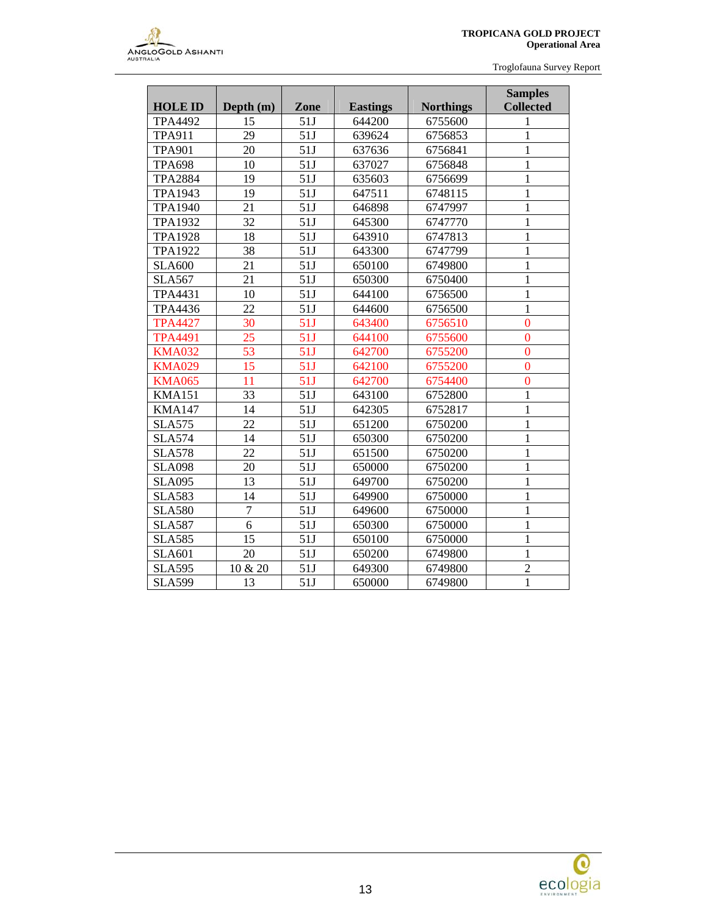| HOLE ID | Depth (m) | Zone | Eastings | Northings | Samples Collected |
|---|---|---|---|---|---|
| TPA4492 | 15 | 51J | 644200 | 6755600 | 1 |
| TPA911 | 29 | 51J | 639624 | 6756853 | 1 |
| TPA901 | 20 | 51J | 637636 | 6756841 | 1 |
| TPA698 | 10 | 51J | 637027 | 6756848 | 1 |
| TPA2884 | 19 | 51J | 635603 | 6756699 | 1 |
| TPA1943 | 19 | 51J | 647511 | 6748115 | 1 |
| TPA1940 | 21 | 51J | 646898 | 6747997 | 1 |
| TPA1932 | 32 | 51J | 645300 | 6747770 | 1 |
| TPA1928 | 18 | 51J | 643910 | 6747813 | 1 |
| TPA1922 | 38 | 51J | 643300 | 6747799 | 1 |
| SLA600 | 21 | 51J | 650100 | 6749800 | 1 |
| SLA567 | 21 | 51J | 650300 | 6750400 | 1 |
| TPA4431 | 10 | 51J | 644100 | 6756500 | 1 |
| TPA4436 | 22 | 51J | 644600 | 6756500 | 1 |
| TPA4427 | 30 | 51J | 643400 | 6756510 | 0 |
| TPA4491 | 25 | 51J | 644100 | 6755600 | 0 |
| KMA032 | 53 | 51J | 642700 | 6755200 | 0 |
| KMA029 | 15 | 51J | 642100 | 6755200 | 0 |
| KMA065 | 11 | 51J | 642700 | 6754400 | 0 |
| KMA151 | 33 | 51J | 643100 | 6752800 | 1 |
| KMA147 | 14 | 51J | 642305 | 6752817 | 1 |
| SLA575 | 22 | 51J | 651200 | 6750200 | 1 |
| SLA574 | 14 | 51J | 650300 | 6750200 | 1 |
| SLA578 | 22 | 51J | 651500 | 6750200 | 1 |
| SLA098 | 20 | 51J | 650000 | 6750200 | 1 |
| SLA095 | 13 | 51J | 649700 | 6750200 | 1 |
| SLA583 | 14 | 51J | 649900 | 6750000 | 1 |
| SLA580 | 7 | 51J | 649600 | 6750000 | 1 |
| SLA587 | 6 | 51J | 650300 | 6750000 | 1 |
| SLA585 | 15 | 51J | 650100 | 6750000 | 1 |
| SLA601 | 20 | 51J | 650200 | 6749800 | 1 |
| SLA595 | 10 & 20 | 51J | 649300 | 6749800 | 2 |
| SLA599 | 13 | 51J | 650000 | 6749800 | 1 |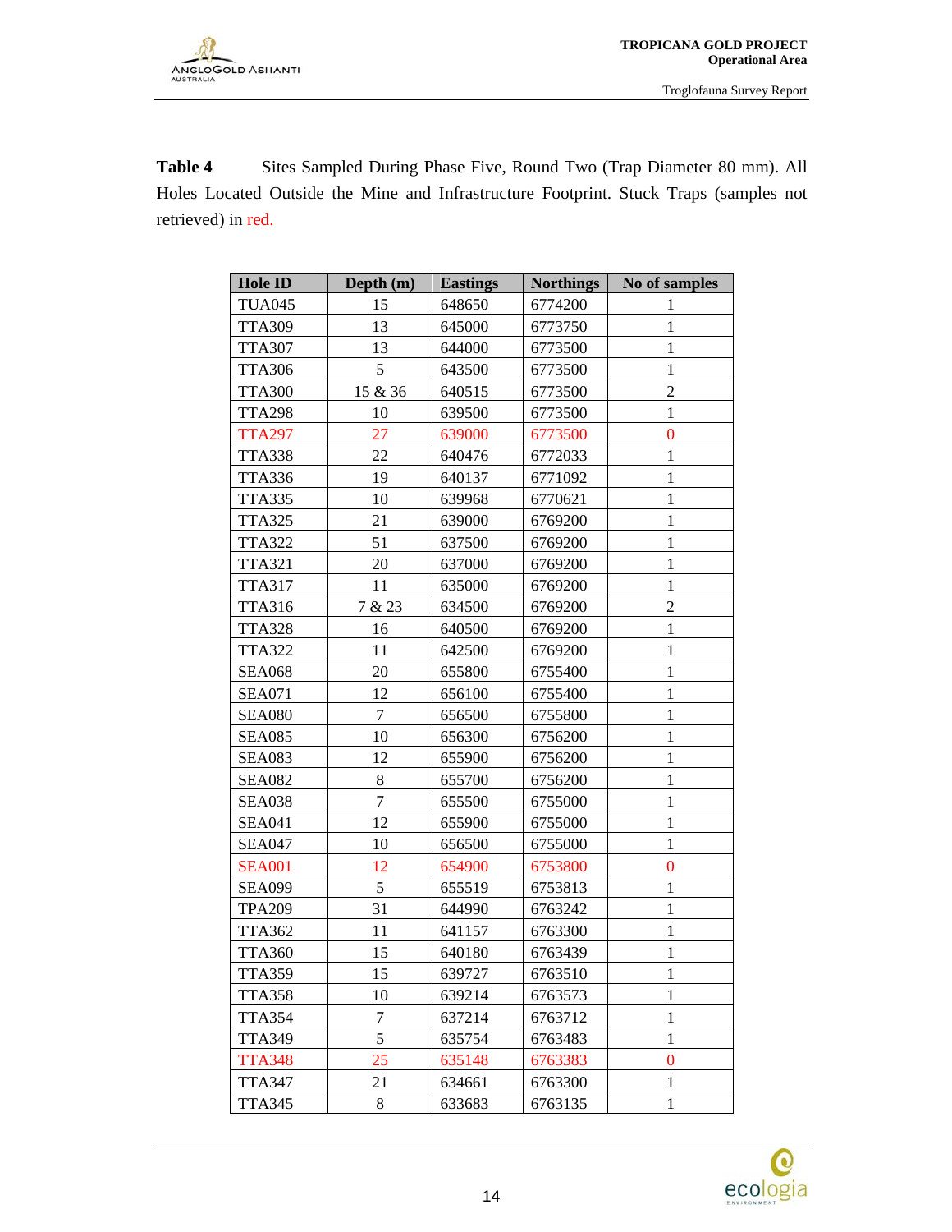**Table 4** Sites Sampled During Phase Five, Round Two (Trap Diameter 80 mm). All Holes Located Outside the Mine and Infrastructure Footprint. Stuck Traps (samples not retrieved) in red.

| Hole ID | Depth (m) | Eastings | Northings | No of samples |
|---|---|---|---|---|
| TUA045 | 15 | 648650 | 6774200 | 1 |
| TTA309 | 13 | 645000 | 6773750 | 1 |
| TTA307 | 13 | 644000 | 6773500 | 1 |
| TTA306 | 5 | 643500 | 6773500 | 1 |
| TTA300 | 15 & 36 | 640515 | 6773500 | 2 |
| TTA298 | 10 | 639500 | 6773500 | 1 |
| TTA297 | 27 | 639000 | 6773500 | 0 |
| TTA338 | 22 | 640476 | 6772033 | 1 |
| TTA336 | 19 | 640137 | 6771092 | 1 |
| TTA335 | 10 | 639968 | 6770621 | 1 |
| TTA325 | 21 | 639000 | 6769200 | 1 |
| TTA322 | 51 | 637500 | 6769200 | 1 |
| TTA321 | 20 | 637000 | 6769200 | 1 |
| TTA317 | 11 | 635000 | 6769200 | 1 |
| TTA316 | 7 & 23 | 634500 | 6769200 | 2 |
| TTA328 | 16 | 640500 | 6769200 | 1 |
| TTA322 | 11 | 642500 | 6769200 | 1 |
| SEA068 | 20 | 655800 | 6755400 | 1 |
| SEA071 | 12 | 656100 | 6755400 | 1 |
| SEA080 | 7 | 656500 | 6755800 | 1 |
| SEA085 | 10 | 656300 | 6756200 | 1 |
| SEA083 | 12 | 655900 | 6756200 | 1 |
| SEA082 | 8 | 655700 | 6756200 | 1 |
| SEA038 | 7 | 655500 | 6755000 | 1 |
| SEA041 | 12 | 655900 | 6755000 | 1 |
| SEA047 | 10 | 656500 | 6755000 | 1 |
| SEA001 | 12 | 654900 | 6753800 | 0 |
| SEA099 | 5 | 655519 | 6753813 | 1 |
| TPA209 | 31 | 644990 | 6763242 | 1 |
| TTA362 | 11 | 641157 | 6763300 | 1 |
| TTA360 | 15 | 640180 | 6763439 | 1 |
| TTA359 | 15 | 639727 | 6763510 | 1 |
| TTA358 | 10 | 639214 | 6763573 | 1 |
| TTA354 | 7 | 637214 | 6763712 | 1 |
| TTA349 | 5 | 635754 | 6763483 | 1 |
| TTA348 | 25 | 635148 | 6763383 | 0 |
| TTA347 | 21 | 634661 | 6763300 | 1 |
| TTA345 | 8 | 633683 | 6763135 | 1 |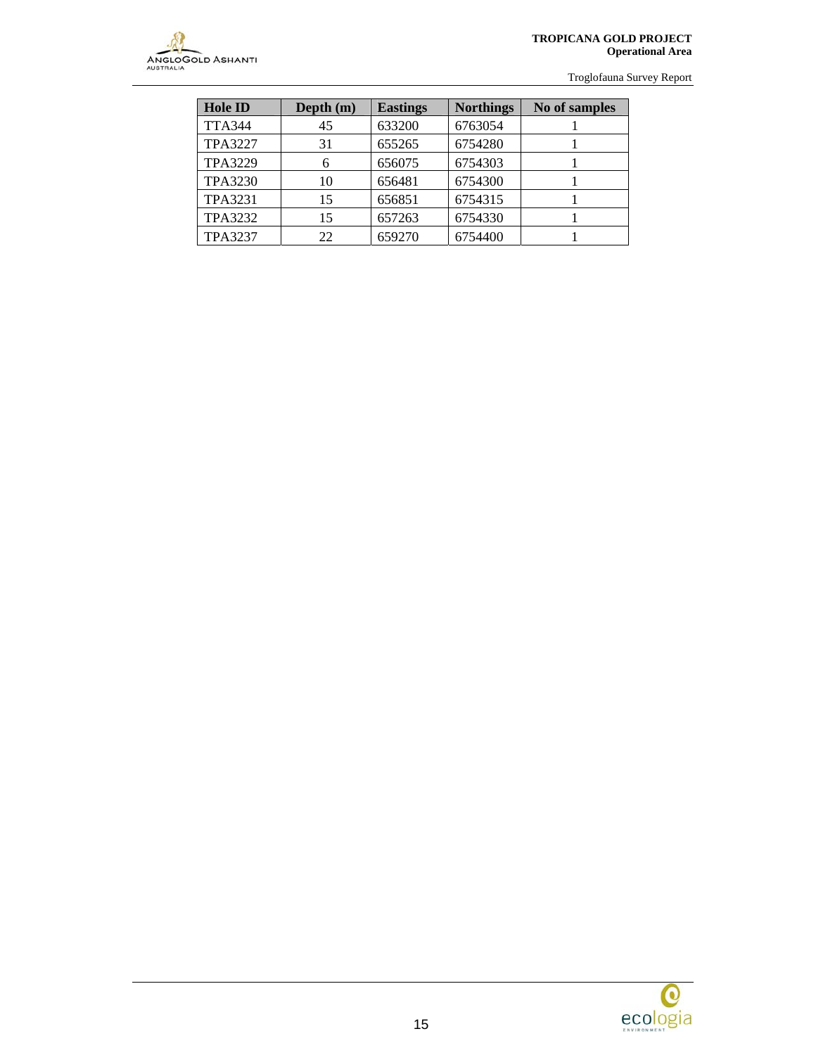| Hole ID | Depth (m) | Eastings | Northings | No of samples |
|---|---|---|---|---|
| TTA344 | 45 | 633200 | 6763054 | 1 |
| TPA3227 | 31 | 655265 | 6754280 | 1 |
| TPA3229 | 6 | 656075 | 6754303 | 1 |
| TPA3230 | 10 | 656481 | 6754300 | 1 |
| TPA3231 | 15 | 656851 | 6754315 | 1 |
| TPA3232 | 15 | 657263 | 6754330 | 1 |
| TPA3237 | 22 | 659270 | 6754400 | 1 |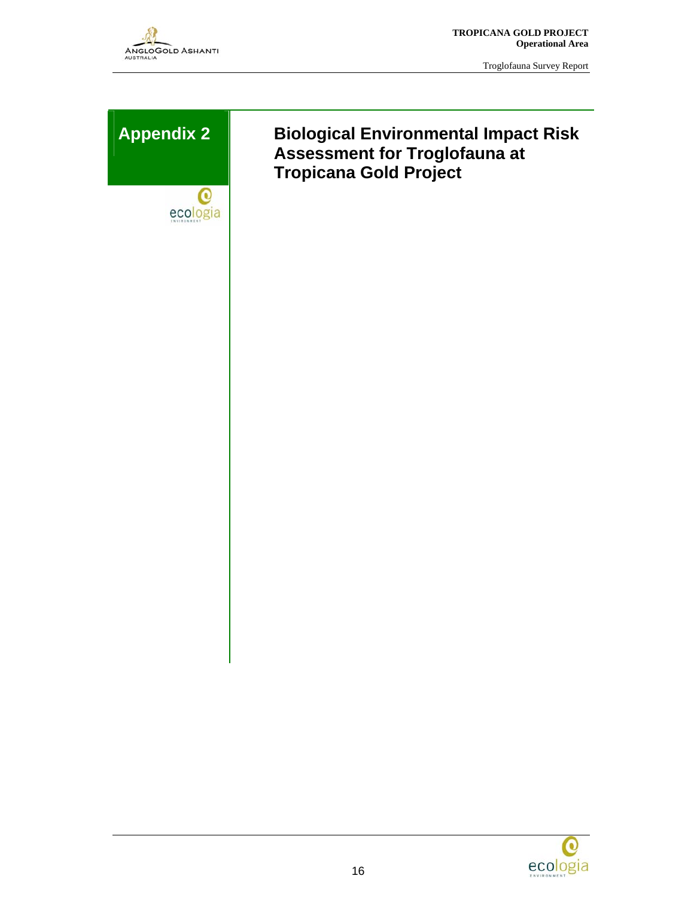# Appendix 2

# Biological Environmental Impact Risk Assessment for Troglofauna at Tropicana Gold Project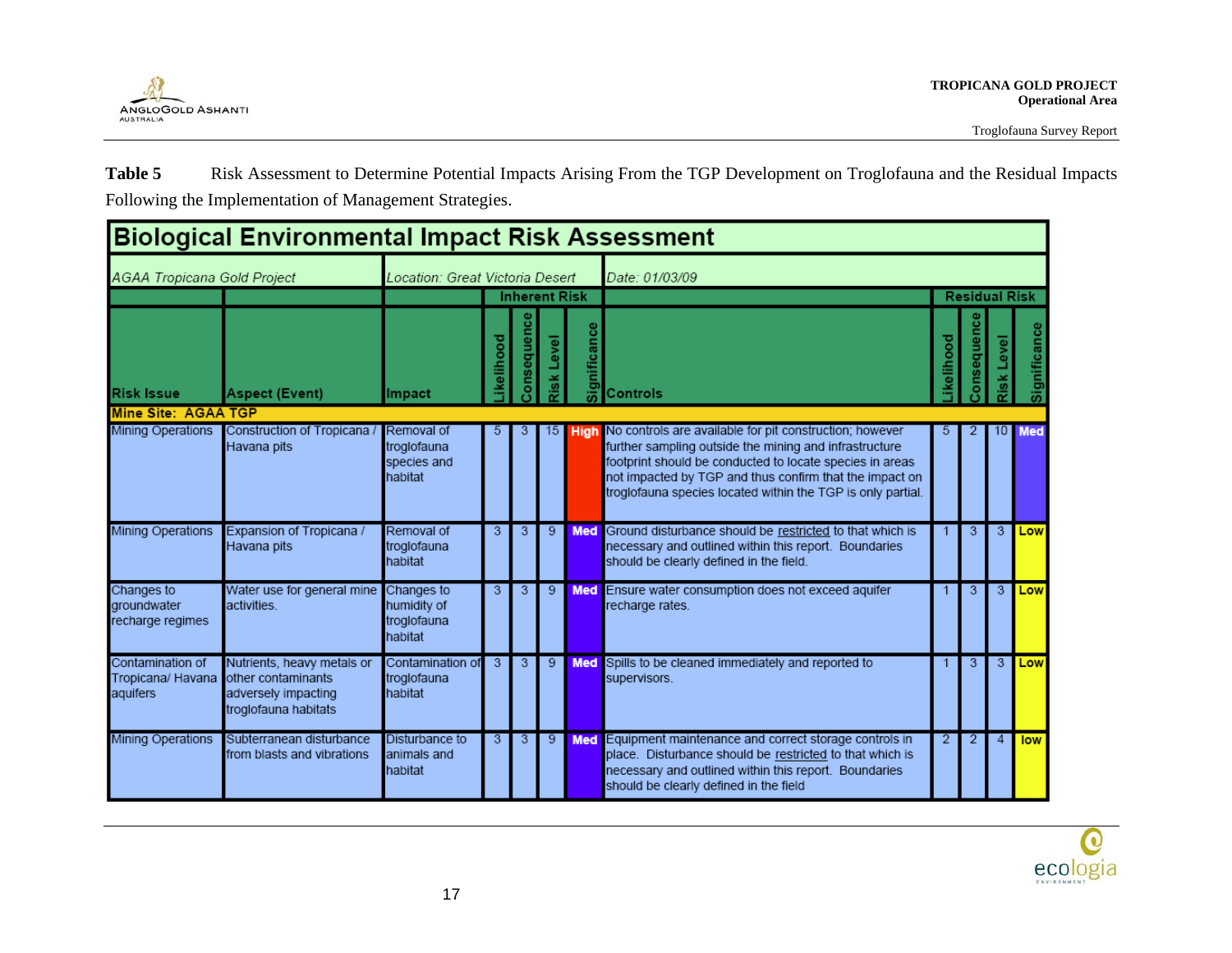**Table 5** Risk Assessment to Determine Potential Impacts Arising From the TGP Development on Troglofauna and the Residual Impacts Following the Implementation of Management Strategies.

**Biological Environmental Impact Risk Assessment**

*AGAA Tropicana Gold Project* | *Location: Great Victoria Desert* | *Date: 01/03/09*

| Risk Issue | Aspect (Event) | Impact | Inherent Risk: Likelihood | Inherent Risk: Consequence | Inherent Risk: Risk Level | Inherent Risk: Significance | Controls | Residual Risk: Likelihood | Residual Risk: Consequence | Residual Risk: Risk Level | Residual Risk: Significance |
|---|---|---|---|---|---|---|---|---|---|---|---|
| **Mine Site: AGAA TGP** | | | | | | | | | | | |
| Mining Operations | Construction of Tropicana / Havana pits | Removal of troglofauna species and habitat | 5 | 3 | 15 | High | No controls are available for pit construction; however further sampling outside the mining and infrastructure footprint should be conducted to locate species in areas not impacted by TGP and thus confirm that the impact on troglofauna species located within the TGP is only partial. | 5 | 2 | 10 | Med |
| Mining Operations | Expansion of Tropicana / Havana pits | Removal of troglofauna habitat | 3 | 3 | 9 | Med | Ground disturbance should be restricted to that which is necessary and outlined within this report. Boundaries should be clearly defined in the field. | 1 | 3 | 3 | Low |
| Changes to groundwater recharge regimes | Water use for general mine activities. | Changes to humidity of troglofauna habitat | 3 | 3 | 9 | Med | Ensure water consumption does not exceed aquifer recharge rates. | 1 | 3 | 3 | Low |
| Contamination of Tropicana/ Havana aquifers | Nutrients, heavy metals or other contaminants adversely impacting troglofauna habitats | Contamination of troglofauna habitat | 3 | 3 | 9 | Med | Spills to be cleaned immediately and reported to supervisors. | 1 | 3 | 3 | Low |
| Mining Operations | Subterranean disturbance from blasts and vibrations | Disturbance to animals and habitat | 3 | 3 | 9 | Med | Equipment maintenance and correct storage controls in place. Disturbance should be restricted to that which is necessary and outlined within this report. Boundaries should be clearly defined in the field | 2 | 2 | 4 | low |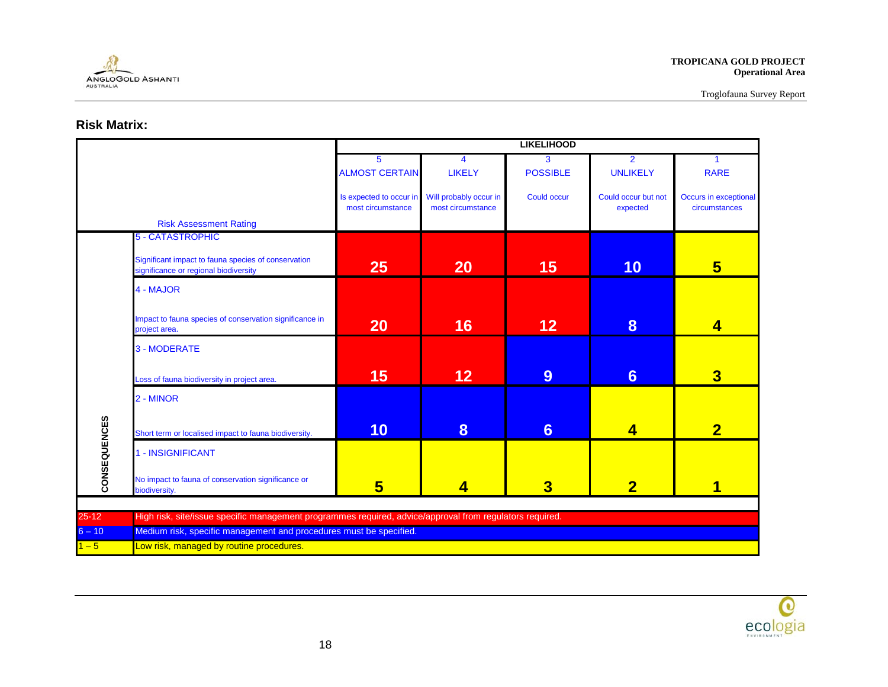## Risk Matrix:

| | | LIKELIHOOD | | | | |
|---|---|---|---|---|---|---|
| | Risk Assessment Rating | 5<br>ALMOST CERTAIN<br>Is expected to occur in most circumstance | 4<br>LIKELY<br>Will probably occur in most circumstance | 3<br>POSSIBLE<br>Could occur | 2<br>UNLIKELY<br>Could occur but not expected | 1<br>RARE<br>Occurs in exceptional circumstances |
| CONSEQUENCES | 5 - CATASTROPHIC<br>Significant impact to fauna species of conservation significance or regional biodiversity | 25 | 20 | 15 | 10 | 5 |
| | 4 - MAJOR<br>Impact to fauna species of conservation significance in project area. | 20 | 16 | 12 | 8 | 4 |
| | 3 - MODERATE<br>Loss of fauna biodiversity in project area. | 15 | 12 | 9 | 6 | 3 |
| | 2 - MINOR<br>Short term or localised impact to fauna biodiversity. | 10 | 8 | 6 | 4 | 2 |
| | 1 - INSIGNIFICANT<br>No impact to fauna of conservation significance or biodiversity. | 5 | 4 | 3 | 2 | 1 |

| | |
|---|---|
| 25-12 | High risk, site/issue specific management programmes required, advice/approval from regulators required. |
| 6 – 10 | Medium risk, specific management and procedures must be specified. |
| 1 – 5 | Low risk, managed by routine procedures. |